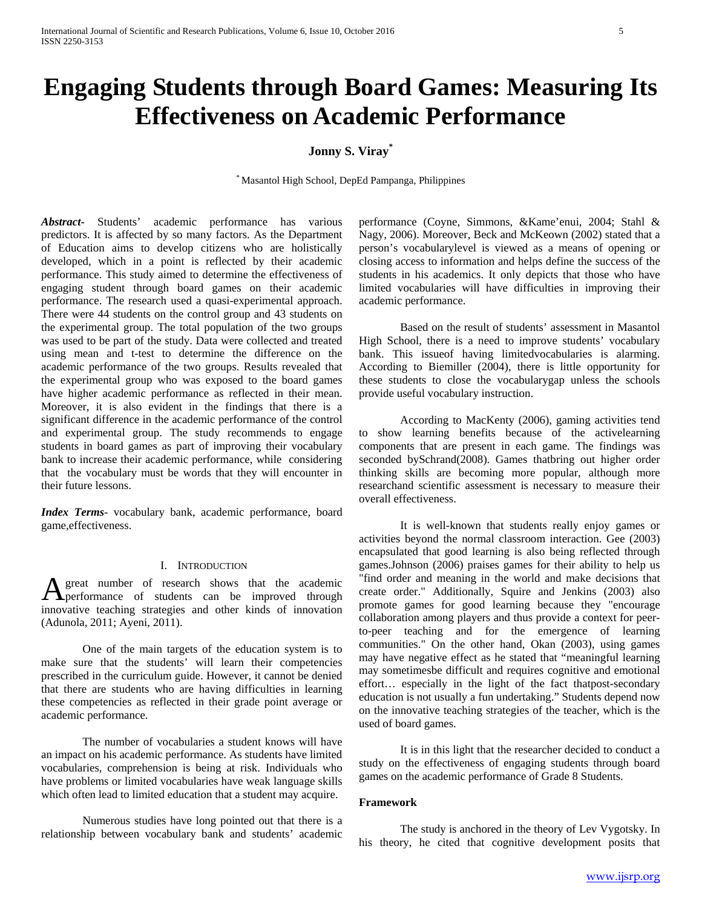# Engaging Students through Board Games: Measuring Its Effectiveness on Academic Performance

**Jonny S. Viray***

* Masantol High School, DepEd Pampanga, Philippines

***Abstract***- Students' academic performance has various predictors. It is affected by so many factors. As the Department of Education aims to develop citizens who are holistically developed, which in a point is reflected by their academic performance. This study aimed to determine the effectiveness of engaging student through board games on their academic performance. The research used a quasi-experimental approach. There were 44 students on the control group and 43 students on the experimental group. The total population of the two groups was used to be part of the study. Data were collected and treated using mean and t-test to determine the difference on the academic performance of the two groups. Results revealed that the experimental group who was exposed to the board games have higher academic performance as reflected in their mean. Moreover, it is also evident in the findings that there is a significant difference in the academic performance of the control and experimental group. The study recommends to engage students in board games as part of improving their vocabulary bank to increase their academic performance, while considering that the vocabulary must be words that they will encounter in their future lessons.

***Index Terms***- vocabulary bank, academic performance, board game,effectiveness.

## I. Introduction

A great number of research shows that the academic performance of students can be improved through innovative teaching strategies and other kinds of innovation (Adunola, 2011; Ayeni, 2011).

One of the main targets of the education system is to make sure that the students' will learn their competencies prescribed in the curriculum guide. However, it cannot be denied that there are students who are having difficulties in learning these competencies as reflected in their grade point average or academic performance.

The number of vocabularies a student knows will have an impact on his academic performance. As students have limited vocabularies, comprehension is being at risk. Individuals who have problems or limited vocabularies have weak language skills which often lead to limited education that a student may acquire.

Numerous studies have long pointed out that there is a relationship between vocabulary bank and students' academic performance (Coyne, Simmons, &Kame'enui, 2004; Stahl & Nagy, 2006). Moreover, Beck and McKeown (2002) stated that a person's vocabularylevel is viewed as a means of opening or closing access to information and helps define the success of the students in his academics. It only depicts that those who have limited vocabularies will have difficulties in improving their academic performance.

Based on the result of students' assessment in Masantol High School, there is a need to improve students' vocabulary bank. This issueof having limitedvocabularies is alarming. According to Biemiller (2004), there is little opportunity for these students to close the vocabularygap unless the schools provide useful vocabulary instruction.

According to MacKenty (2006), gaming activities tend to show learning benefits because of the activelearning components that are present in each game. The findings was seconded bySchrand(2008). Games thatbring out higher order thinking skills are becoming more popular, although more researchand scientific assessment is necessary to measure their overall effectiveness.

It is well-known that students really enjoy games or activities beyond the normal classroom interaction. Gee (2003) encapsulated that good learning is also being reflected through games.Johnson (2006) praises games for their ability to help us "find order and meaning in the world and make decisions that create order." Additionally, Squire and Jenkins (2003) also promote games for good learning because they "encourage collaboration among players and thus provide a context for peer-to-peer teaching and for the emergence of learning communities." On the other hand, Okan (2003), using games may have negative effect as he stated that "meaningful learning may sometimesbe difficult and requires cognitive and emotional effort… especially in the light of the fact thatpost-secondary education is not usually a fun undertaking." Students depend now on the innovative teaching strategies of the teacher, which is the used of board games.

It is in this light that the researcher decided to conduct a study on the effectiveness of engaging students through board games on the academic performance of Grade 8 Students.

### Framework

The study is anchored in the theory of Lev Vygotsky. In his theory, he cited that cognitive development posits that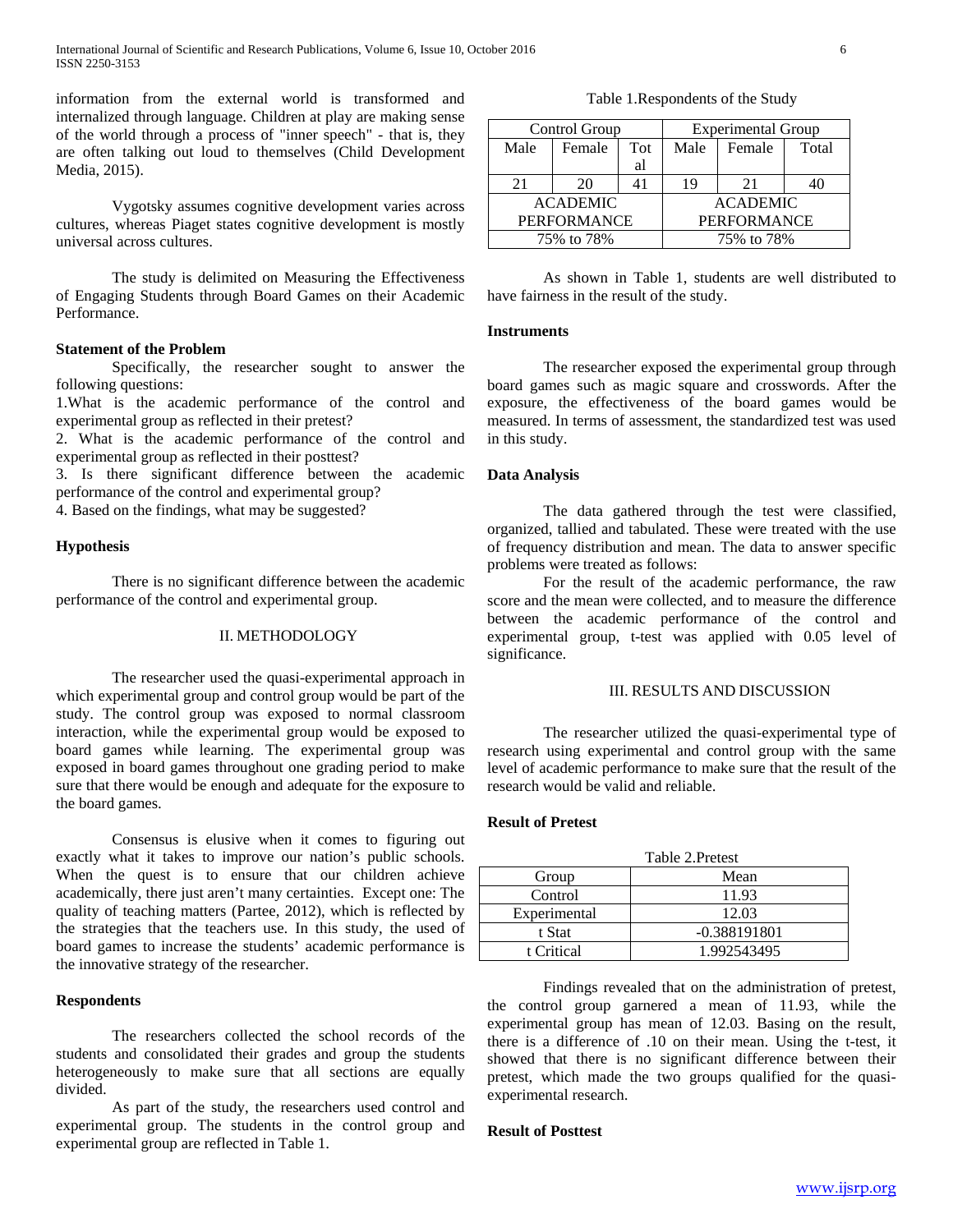information from the external world is transformed and internalized through language. Children at play are making sense of the world through a process of "inner speech" - that is, they are often talking out loud to themselves (Child Development Media, 2015).

Vygotsky assumes cognitive development varies across cultures, whereas Piaget states cognitive development is mostly universal across cultures.

The study is delimited on Measuring the Effectiveness of Engaging Students through Board Games on their Academic Performance.

### Statement of the Problem

Specifically, the researcher sought to answer the following questions:

1.What is the academic performance of the control and experimental group as reflected in their pretest?

2. What is the academic performance of the control and experimental group as reflected in their posttest?

3. Is there significant difference between the academic performance of the control and experimental group?

4. Based on the findings, what may be suggested?

### Hypothesis

There is no significant difference between the academic performance of the control and experimental group.

## II. METHODOLOGY

The researcher used the quasi-experimental approach in which experimental group and control group would be part of the study. The control group was exposed to normal classroom interaction, while the experimental group would be exposed to board games while learning. The experimental group was exposed in board games throughout one grading period to make sure that there would be enough and adequate for the exposure to the board games.

Consensus is elusive when it comes to figuring out exactly what it takes to improve our nation's public schools. When the quest is to ensure that our children achieve academically, there just aren't many certainties. Except one: The quality of teaching matters (Partee, 2012), which is reflected by the strategies that the teachers use. In this study, the used of board games to increase the students' academic performance is the innovative strategy of the researcher.

### Respondents

The researchers collected the school records of the students and consolidated their grades and group the students heterogeneously to make sure that all sections are equally divided.

As part of the study, the researchers used control and experimental group. The students in the control group and experimental group are reflected in Table 1.

Table 1.Respondents of the Study

| Control Group | | | Experimental Group | | |
|---|---|---|---|---|---|
| Male | Female | Total | Male | Female | Total |
| 21 | 20 | 41 | 19 | 21 | 40 |
| ACADEMIC PERFORMANCE | | | ACADEMIC PERFORMANCE | | |
| 75% to 78% | | | 75% to 78% | | |

As shown in Table 1, students are well distributed to have fairness in the result of the study.

### Instruments

The researcher exposed the experimental group through board games such as magic square and crosswords. After the exposure, the effectiveness of the board games would be measured. In terms of assessment, the standardized test was used in this study.

### Data Analysis

The data gathered through the test were classified, organized, tallied and tabulated. These were treated with the use of frequency distribution and mean. The data to answer specific problems were treated as follows:

For the result of the academic performance, the raw score and the mean were collected, and to measure the difference between the academic performance of the control and experimental group, t-test was applied with 0.05 level of significance.

## III. RESULTS AND DISCUSSION

The researcher utilized the quasi-experimental type of research using experimental and control group with the same level of academic performance to make sure that the result of the research would be valid and reliable.

### Result of Pretest

Table 2.Pretest

| Group | Mean |
|---|---|
| Control | 11.93 |
| Experimental | 12.03 |
| t Stat | -0.388191801 |
| t Critical | 1.992543495 |

Findings revealed that on the administration of pretest, the control group garnered a mean of 11.93, while the experimental group has mean of 12.03. Basing on the result, there is a difference of .10 on their mean. Using the t-test, it showed that there is no significant difference between their pretest, which made the two groups qualified for the quasi-experimental research.

### Result of Posttest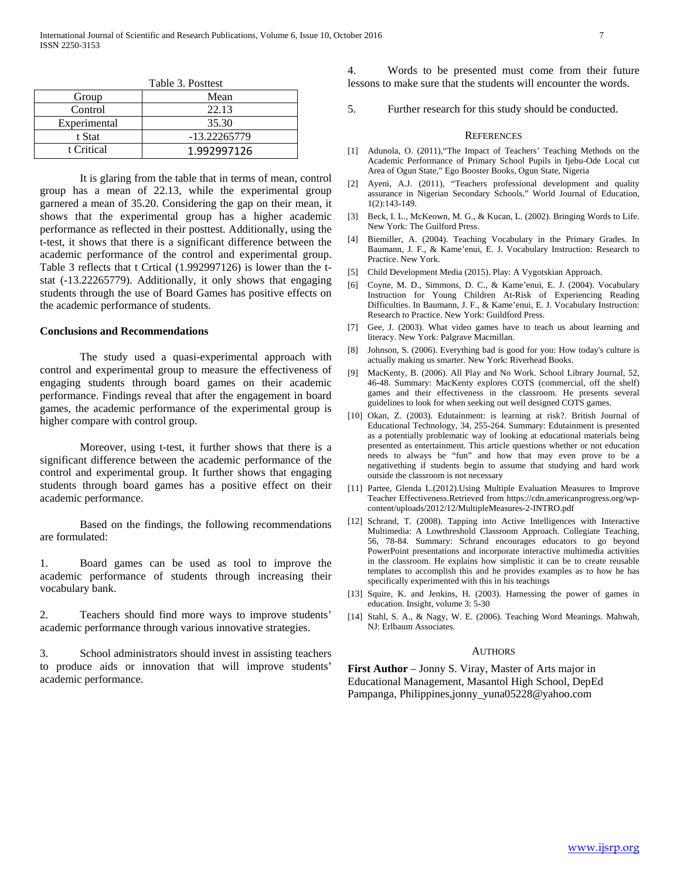Table 3. Posttest

| Group | Mean |
|---|---|
| Control | 22.13 |
| Experimental | 35.30 |
| t Stat | -13.22265779 |
| t Critical | 1.992997126 |

It is glaring from the table that in terms of mean, control group has a mean of 22.13, while the experimental group garnered a mean of 35.20. Considering the gap on their mean, it shows that the experimental group has a higher academic performance as reflected in their posttest. Additionally, using the t-test, it shows that there is a significant difference between the academic performance of the control and experimental group. Table 3 reflects that t Crtical (1.992997126) is lower than the t-stat (-13.22265779). Additionally, it only shows that engaging students through the use of Board Games has positive effects on the academic performance of students.

**Conclusions and Recommendations**

The study used a quasi-experimental approach with control and experimental group to measure the effectiveness of engaging students through board games on their academic performance. Findings reveal that after the engagement in board games, the academic performance of the experimental group is higher compare with control group.

Moreover, using t-test, it further shows that there is a significant difference between the academic performance of the control and experimental group. It further shows that engaging students through board games has a positive effect on their academic performance.

Based on the findings, the following recommendations are formulated:

1. Board games can be used as tool to improve the academic performance of students through increasing their vocabulary bank.

2. Teachers should find more ways to improve students' academic performance through various innovative strategies.

3. School administrators should invest in assisting teachers to produce aids or innovation that will improve students' academic performance.

4. Words to be presented must come from their future lessons to make sure that the students will encounter the words.

5. Further research for this study should be conducted.

## References

[1] Adunola, O. (2011),"The Impact of Teachers' Teaching Methods on the Academic Performance of Primary School Pupils in Ijebu-Ode Local cut Area of Ogun State," Ego Booster Books, Ogun State, Nigeria

[2] Ayeni, A.J. (2011), "Teachers professional development and quality assurance in Nigerian Secondary Schools," World Journal of Education, 1(2):143-149.

[3] Beck, I. L., McKeown, M. G., & Kucan, L. (2002). Bringing Words to Life. New York: The Guilford Press.

[4] Biemiller, A. (2004). Teaching Vocabulary in the Primary Grades. In Baumann, J. F., & Kame'enui, E. J. Vocabulary Instruction: Research to Practice. New York.

[5] Child Development Media (2015). Play: A Vygotskian Approach.

[6] Coyne, M. D., Simmons, D. C., & Kame'enui, E. J. (2004). Vocabulary Instruction for Young Children At-Risk of Experiencing Reading Difficulties. In Baumann, J. F., & Kame'enui, E. J. Vocabulary Instruction: Research to Practice. New York: Guildford Press.

[7] Gee, J. (2003). What video games have to teach us about learning and literacy. New York: Palgrave Macmillan.

[8] Johnson, S. (2006). Everything bad is good for you: How today's culture is actually making us smarter. New York: Riverhead Books.

[9] MacKenty, B. (2006). All Play and No Work. School Library Journal, 52, 46-48. Summary: MacKenty explores COTS (commercial, off the shelf) games and their effectiveness in the classroom. He presents several guidelines to look for when seeking out well designed COTS games.

[10] Okan, Z. (2003). Edutainment: is learning at risk?. British Journal of Educational Technology, 34, 255-264. Summary: Edutainment is presented as a potentially problematic way of looking at educational materials being presented as entertainment. This article questions whether or not education needs to always be "fun" and how that may even prove to be a negativething if students begin to assume that studying and hard work outside the classroom is not necessary

[11] Partee, Glenda L.(2012).Using Multiple Evaluation Measures to Improve Teacher Effectiveness.Retrieved from https://cdn.americanprogress.org/wp-content/uploads/2012/12/MultipleMeasures-2-INTRO.pdf

[12] Schrand, T. (2008). Tapping into Active Intelligences with Interactive Multimedia: A Lowthreshold Classroom Approach. Collegiate Teaching, 56, 78-84. Summary: Schrand encourages educators to go beyond PowerPoint presentations and incorporate interactive multimedia activities in the classroom. He explains how simplistic it can be to create reusable templates to accomplish this and he provides examples as to how he has specifically experimented with this in his teachings

[13] Squire, K. and Jenkins, H. (2003). Harnessing the power of games in education. Insight, volume 3: 5-30

[14] Stahl, S. A., & Nagy, W. E. (2006). Teaching Word Meanings. Mahwah, NJ: Erlbaum Associates.

## Authors

**First Author** – Jonny S. Viray, Master of Arts major in Educational Management, Masantol High School, DepEd Pampanga, Philippines,jonny_yuna05228@yahoo.com